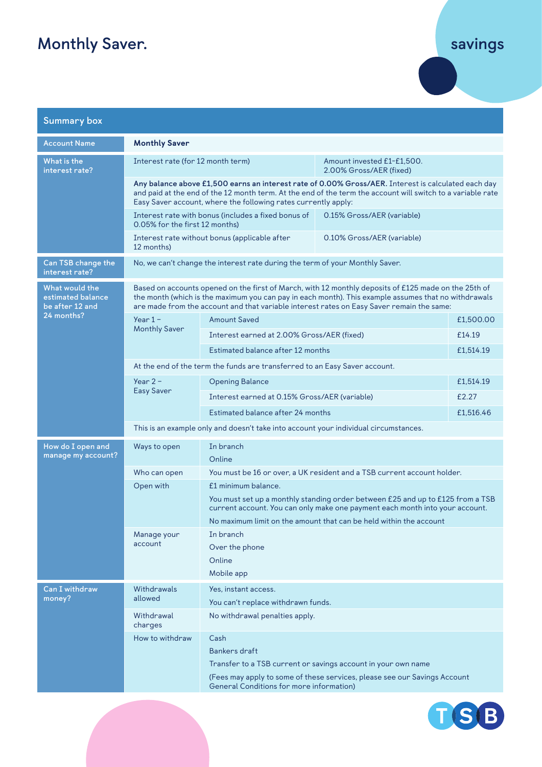# Monthly Saver.

savings

## Summary box

| | | | |
|---|---|---|---|
| Account Name | **Monthly Saver** | | |
| What is the interest rate? | Interest rate (for 12 month term) | Amount invested £1-£1,500. 2.00% Gross/AER (fixed) | |
| | **Any balance above £1,500 earns an interest rate of 0.00% Gross/AER.** Interest is calculated each day and paid at the end of the 12 month term. At the end of the term the account will switch to a variable rate Easy Saver account, where the following rates currently apply: | | |
| | Interest rate with bonus (includes a fixed bonus of 0.05% for the first 12 months) | 0.15% Gross/AER (variable) | |
| | Interest rate without bonus (applicable after 12 months) | 0.10% Gross/AER (variable) | |
| Can TSB change the interest rate? | No, we can't change the interest rate during the term of your Monthly Saver. | | |
| What would the estimated balance be after 12 and 24 months? | Based on accounts opened on the first of March, with 12 monthly deposits of £125 made on the 25th of the month (which is the maximum you can pay in each month). This example assumes that no withdrawals are made from the account and that variable interest rates on Easy Saver remain the same: | | |
| | Year 1 – Monthly Saver | Amount Saved | £1,500.00 |
| | | Interest earned at 2.00% Gross/AER (fixed) | £14.19 |
| | | Estimated balance after 12 months | £1,514.19 |
| | At the end of the term the funds are transferred to an Easy Saver account. | | |
| | Year 2 – Easy Saver | Opening Balance | £1,514.19 |
| | | Interest earned at 0.15% Gross/AER (variable) | £2.27 |
| | | Estimated balance after 24 months | £1,516.46 |
| | This is an example only and doesn't take into account your individual circumstances. | | |
| How do I open and manage my account? | Ways to open | In branch<br>Online | |
| | Who can open | You must be 16 or over, a UK resident and a TSB current account holder. | |
| | Open with | £1 minimum balance.<br>You must set up a monthly standing order between £25 and up to £125 from a TSB current account. You can only make one payment each month into your account.<br>No maximum limit on the amount that can be held within the account | |
| | Manage your account | In branch<br>Over the phone<br>Online<br>Mobile app | |
| Can I withdraw money? | Withdrawals allowed | Yes, instant access.<br>You can't replace withdrawn funds. | |
| | Withdrawal charges | No withdrawal penalties apply. | |
| | How to withdraw | Cash<br>Bankers draft<br>Transfer to a TSB current or savings account in your own name<br>(Fees may apply to some of these services, please see our Savings Account General Conditions for more information) | |

TSB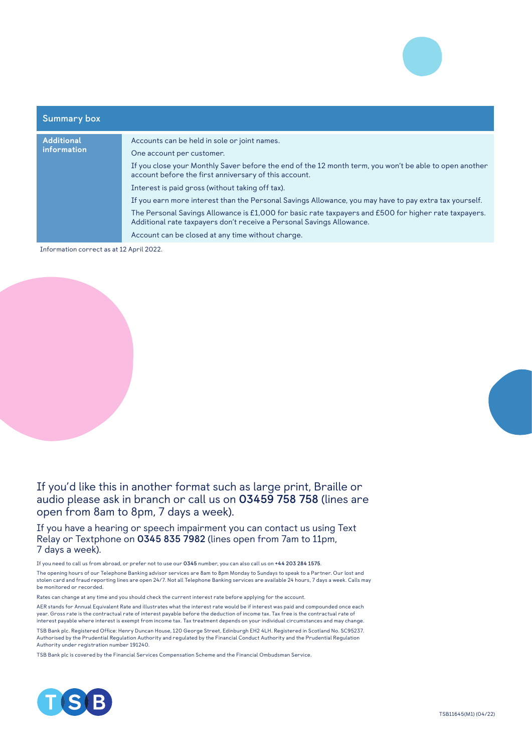## Summary box

| | |
|---|---|
| **Additional information** | Accounts can be held in sole or joint names.<br>One account per customer.<br>If you close your Monthly Saver before the end of the 12 month term, you won't be able to open another account before the first anniversary of this account.<br>Interest is paid gross (without taking off tax).<br>If you earn more interest than the Personal Savings Allowance, you may have to pay extra tax yourself.<br>The Personal Savings Allowance is £1,000 for basic rate taxpayers and £500 for higher rate taxpayers. Additional rate taxpayers don't receive a Personal Savings Allowance.<br>Account can be closed at any time without charge. |

Information correct as at 12 April 2022.

If you'd like this in another format such as large print, Braille or audio please ask in branch or call us on **03459 758 758** (lines are open from 8am to 8pm, 7 days a week).

If you have a hearing or speech impairment you can contact us using Text Relay or Textphone on **0345 835 7982** (lines open from 7am to 11pm, 7 days a week).

If you need to call us from abroad, or prefer not to use our **0345** number, you can also call us on **+44 203 284 1575**.

The opening hours of our Telephone Banking advisor services are 8am to 8pm Monday to Sundays to speak to a Partner. Our lost and stolen card and fraud reporting lines are open 24/7. Not all Telephone Banking services are available 24 hours, 7 days a week. Calls may be monitored or recorded.

Rates can change at any time and you should check the current interest rate before applying for the account.

AER stands for Annual Equivalent Rate and illustrates what the interest rate would be if interest was paid and compounded once each year. Gross rate is the contractual rate of interest payable before the deduction of income tax. Tax free is the contractual rate of interest payable where interest is exempt from income tax. Tax treatment depends on your individual circumstances and may change.

TSB Bank plc. Registered Office: Henry Duncan House, 120 George Street, Edinburgh EH2 4LH. Registered in Scotland No. SC95237. Authorised by the Prudential Regulation Authority and regulated by the Financial Conduct Authority and the Prudential Regulation Authority under registration number 191240.

TSB Bank plc is covered by the Financial Services Compensation Scheme and the Financial Ombudsman Service.

TSB

TSB11645(M1) (04/22)